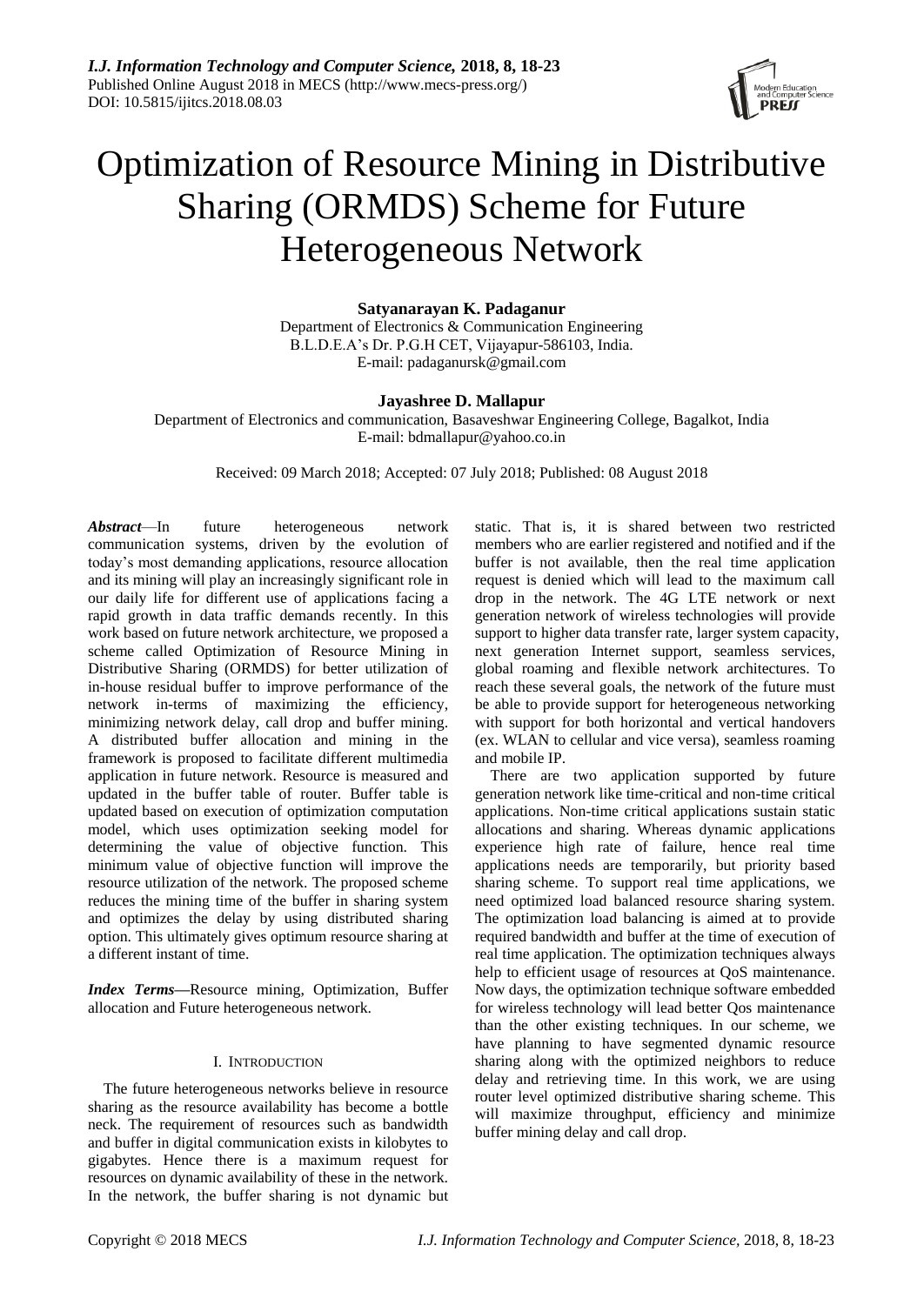# Optimization of Resource Mining in Distributive Sharing (ORMDS) Scheme for Future Heterogeneous Network

**Satyanarayan K. Padaganur**
Department of Electronics & Communication Engineering
B.L.D.E.A's Dr. P.G.H CET, Vijayapur-586103, India.
E-mail: padaganursk@gmail.com

**Jayashree D. Mallapur**
Department of Electronics and communication, Basaveshwar Engineering College, Bagalkot, India
E-mail: bdmallapur@yahoo.co.in

Received: 09 March 2018; Accepted: 07 July 2018; Published: 08 August 2018

***Abstract***—In future heterogeneous network communication systems, driven by the evolution of today's most demanding applications, resource allocation and its mining will play an increasingly significant role in our daily life for different use of applications facing a rapid growth in data traffic demands recently. In this work based on future network architecture, we proposed a scheme called Optimization of Resource Mining in Distributive Sharing (ORMDS) for better utilization of in-house residual buffer to improve performance of the network in-terms of maximizing the efficiency, minimizing network delay, call drop and buffer mining. A distributed buffer allocation and mining in the framework is proposed to facilitate different multimedia application in future network. Resource is measured and updated in the buffer table of router. Buffer table is updated based on execution of optimization computation model, which uses optimization seeking model for determining the value of objective function. This minimum value of objective function will improve the resource utilization of the network. The proposed scheme reduces the mining time of the buffer in sharing system and optimizes the delay by using distributed sharing option. This ultimately gives optimum resource sharing at a different instant of time.

***Index Terms***—Resource mining, Optimization, Buffer allocation and Future heterogeneous network.

## I. INTRODUCTION

The future heterogeneous networks believe in resource sharing as the resource availability has become a bottle neck. The requirement of resources such as bandwidth and buffer in digital communication exists in kilobytes to gigabytes. Hence there is a maximum request for resources on dynamic availability of these in the network. In the network, the buffer sharing is not dynamic but static. That is, it is shared between two restricted members who are earlier registered and notified and if the buffer is not available, then the real time application request is denied which will lead to the maximum call drop in the network. The 4G LTE network or next generation network of wireless technologies will provide support to higher data transfer rate, larger system capacity, next generation Internet support, seamless services, global roaming and flexible network architectures. To reach these several goals, the network of the future must be able to provide support for heterogeneous networking with support for both horizontal and vertical handovers (ex. WLAN to cellular and vice versa), seamless roaming and mobile IP.

There are two application supported by future generation network like time-critical and non-time critical applications. Non-time critical applications sustain static allocations and sharing. Whereas dynamic applications experience high rate of failure, hence real time applications needs are temporarily, but priority based sharing scheme. To support real time applications, we need optimized load balanced resource sharing system. The optimization load balancing is aimed at to provide required bandwidth and buffer at the time of execution of real time application. The optimization techniques always help to efficient usage of resources at QoS maintenance. Now days, the optimization technique software embedded for wireless technology will lead better Qos maintenance than the other existing techniques. In our scheme, we have planning to have segmented dynamic resource sharing along with the optimized neighbors to reduce delay and retrieving time. In this work, we are using router level optimized distributive sharing scheme. This will maximize throughput, efficiency and minimize buffer mining delay and call drop.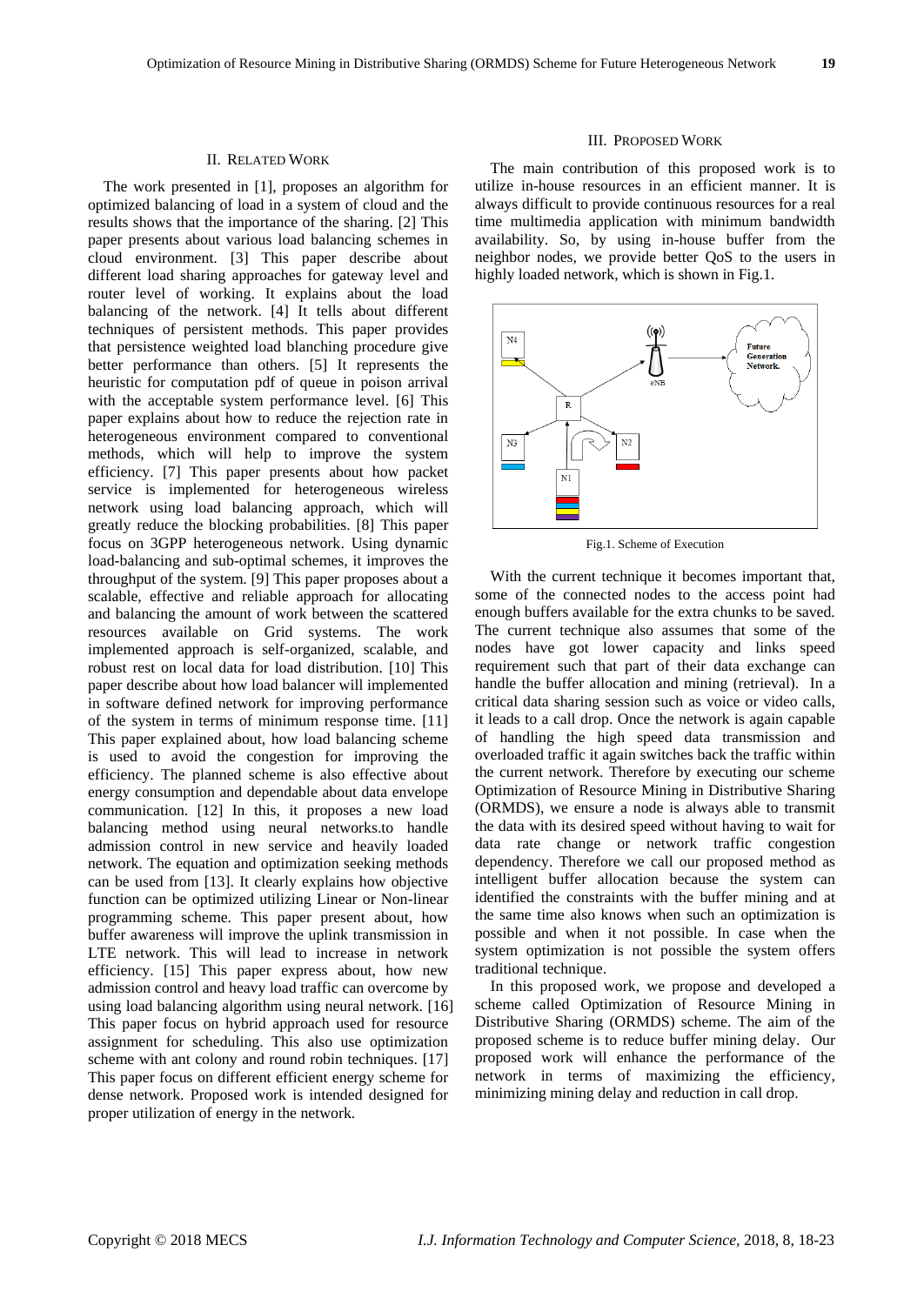## II. Related Work

The work presented in [1], proposes an algorithm for optimized balancing of load in a system of cloud and the results shows that the importance of the sharing. [2] This paper presents about various load balancing schemes in cloud environment. [3] This paper describe about different load sharing approaches for gateway level and router level of working. It explains about the load balancing of the network. [4] It tells about different techniques of persistent methods. This paper provides that persistence weighted load blanching procedure give better performance than others. [5] It represents the heuristic for computation pdf of queue in poison arrival with the acceptable system performance level. [6] This paper explains about how to reduce the rejection rate in heterogeneous environment compared to conventional methods, which will help to improve the system efficiency. [7] This paper presents about how packet service is implemented for heterogeneous wireless network using load balancing approach, which will greatly reduce the blocking probabilities. [8] This paper focus on 3GPP heterogeneous network. Using dynamic load-balancing and sub-optimal schemes, it improves the throughput of the system. [9] This paper proposes about a scalable, effective and reliable approach for allocating and balancing the amount of work between the scattered resources available on Grid systems. The work implemented approach is self-organized, scalable, and robust rest on local data for load distribution. [10] This paper describe about how load balancer will implemented in software defined network for improving performance of the system in terms of minimum response time. [11] This paper explained about, how load balancing scheme is used to avoid the congestion for improving the efficiency. The planned scheme is also effective about energy consumption and dependable about data envelope communication. [12] In this, it proposes a new load balancing method using neural networks.to handle admission control in new service and heavily loaded network. The equation and optimization seeking methods can be used from [13]. It clearly explains how objective function can be optimized utilizing Linear or Non-linear programming scheme. This paper present about, how buffer awareness will improve the uplink transmission in LTE network. This will lead to increase in network efficiency. [15] This paper express about, how new admission control and heavy load traffic can overcome by using load balancing algorithm using neural network. [16] This paper focus on hybrid approach used for resource assignment for scheduling. This also use optimization scheme with ant colony and round robin techniques. [17] This paper focus on different efficient energy scheme for dense network. Proposed work is intended designed for proper utilization of energy in the network.

## III. Proposed Work

The main contribution of this proposed work is to utilize in-house resources in an efficient manner. It is always difficult to provide continuous resources for a real time multimedia application with minimum bandwidth availability. So, by using in-house buffer from the neighbor nodes, we provide better QoS to the users in highly loaded network, which is shown in Fig.1.

Fig.1. Scheme of Execution

With the current technique it becomes important that, some of the connected nodes to the access point had enough buffers available for the extra chunks to be saved. The current technique also assumes that some of the nodes have got lower capacity and links speed requirement such that part of their data exchange can handle the buffer allocation and mining (retrieval). In a critical data sharing session such as voice or video calls, it leads to a call drop. Once the network is again capable of handling the high speed data transmission and overloaded traffic it again switches back the traffic within the current network. Therefore by executing our scheme Optimization of Resource Mining in Distributive Sharing (ORMDS), we ensure a node is always able to transmit the data with its desired speed without having to wait for data rate change or network traffic congestion dependency. Therefore we call our proposed method as intelligent buffer allocation because the system can identified the constraints with the buffer mining and at the same time also knows when such an optimization is possible and when it not possible. In case when the system optimization is not possible the system offers traditional technique.

In this proposed work, we propose and developed a scheme called Optimization of Resource Mining in Distributive Sharing (ORMDS) scheme. The aim of the proposed scheme is to reduce buffer mining delay. Our proposed work will enhance the performance of the network in terms of maximizing the efficiency, minimizing mining delay and reduction in call drop.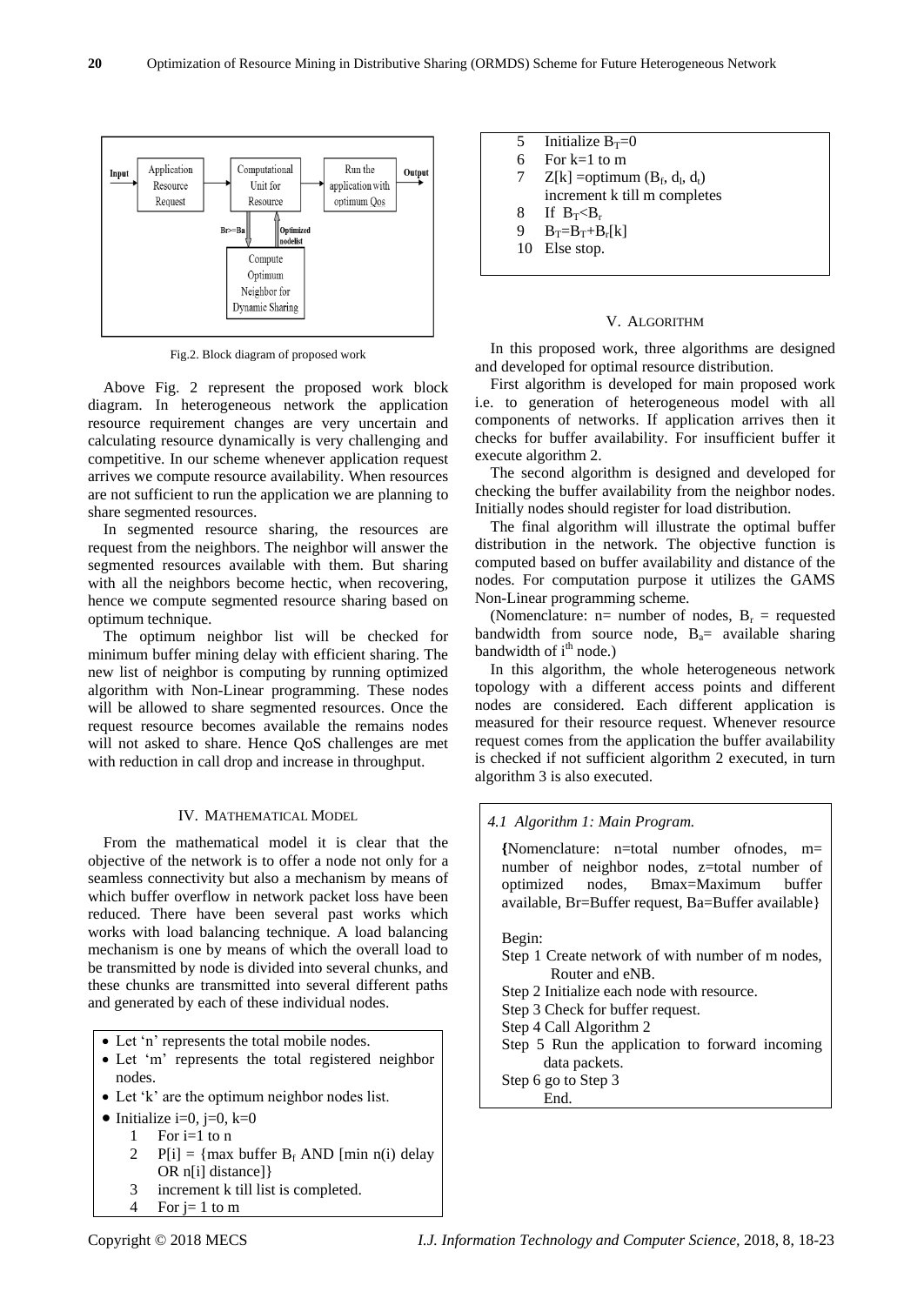Fig.2. Block diagram of proposed work

Above Fig. 2 represent the proposed work block diagram. In heterogeneous network the application resource requirement changes are very uncertain and calculating resource dynamically is very challenging and competitive. In our scheme whenever application request arrives we compute resource availability. When resources are not sufficient to run the application we are planning to share segmented resources.

In segmented resource sharing, the resources are request from the neighbors. The neighbor will answer the segmented resources available with them. But sharing with all the neighbors become hectic, when recovering, hence we compute segmented resource sharing based on optimum technique.

The optimum neighbor list will be checked for minimum buffer mining delay with efficient sharing. The new list of neighbor is computing by running optimized algorithm with Non-Linear programming. These nodes will be allowed to share segmented resources. Once the request resource becomes available the remains nodes will not asked to share. Hence QoS challenges are met with reduction in call drop and increase in throughput.

## IV. Mathematical Model

From the mathematical model it is clear that the objective of the network is to offer a node not only for a seamless connectivity but also a mechanism by means of which buffer overflow in network packet loss have been reduced. There have been several past works which works with load balancing technique. A load balancing mechanism is one by means of which the overall load to be transmitted by node is divided into several chunks, and these chunks are transmitted into several different paths and generated by each of these individual nodes.

- Let 'n' represents the total mobile nodes.
- Let 'm' represents the total registered neighbor nodes.
- Let 'k' are the optimum neighbor nodes list.
- Initialize i=0, j=0, k=0

```
1   For i=1 to n
2   P[i] = {max buffer B_f AND [min n(i) delay
    OR n[i] distance]}
3   increment k till list is completed.
4   For j= 1 to m
5   Initialize B_T=0
6   For k=1 to m
7   Z[k] =optimum (B_f, d_l, d_t)
    increment k till m completes
8   If B_T<B_r
9   B_T=B_T+B_r[k]
10  Else stop.
```

## V. Algorithm

In this proposed work, three algorithms are designed and developed for optimal resource distribution.

First algorithm is developed for main proposed work i.e. to generation of heterogeneous model with all components of networks. If application arrives then it checks for buffer availability. For insufficient buffer it execute algorithm 2.

The second algorithm is designed and developed for checking the buffer availability from the neighbor nodes. Initially nodes should register for load distribution.

The final algorithm will illustrate the optimal buffer distribution in the network. The objective function is computed based on buffer availability and distance of the nodes. For computation purpose it utilizes the GAMS Non-Linear programming scheme.

(Nomenclature: n= number of nodes, $B_r$ = requested bandwidth from source node, $B_a$= available sharing bandwidth of $i^{th}$ node.)

In this algorithm, the whole heterogeneous network topology with a different access points and different nodes are considered. Each different application is measured for their resource request. Whenever resource request comes from the application the buffer availability is checked if not sufficient algorithm 2 executed, in turn algorithm 3 is also executed.

### *4.1 Algorithm 1: Main Program.*

{Nomenclature: n=total number ofnodes, m= number of neighbor nodes, z=total number of optimized nodes, Bmax=Maximum buffer available, Br=Buffer request, Ba=Buffer available}

```
Begin:
Step 1 Create network of with number of m nodes,
       Router and eNB.
Step 2 Initialize each node with resource.
Step 3 Check for buffer request.
Step 4 Call Algorithm 2
Step 5 Run the application to forward incoming
       data packets.
Step 6 go to Step 3
       End.
```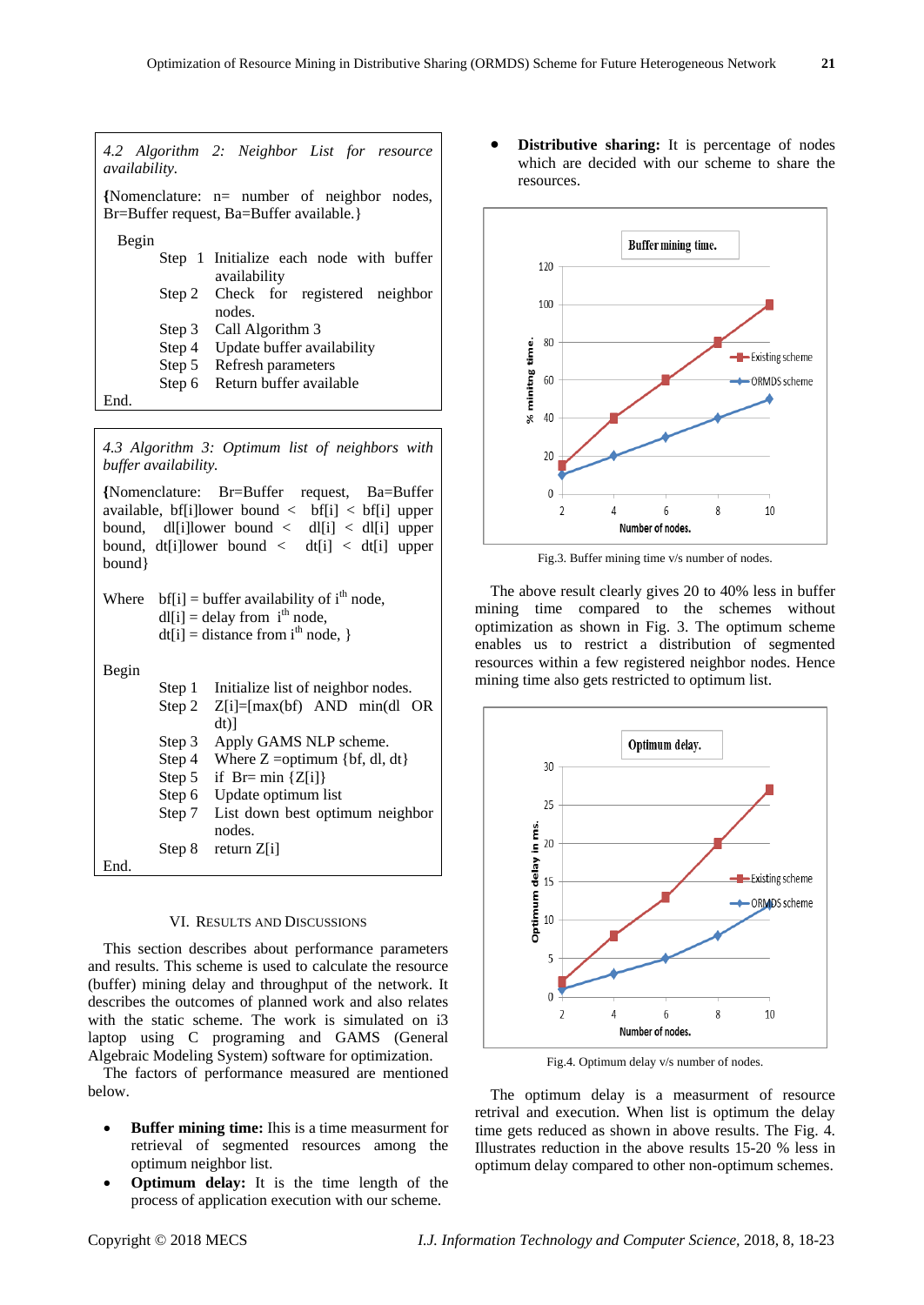*4.2 Algorithm 2: Neighbor List for resource availability.*

{Nomenclature: n= number of neighbor nodes, Br=Buffer request, Ba=Buffer available.}

Begin

- Step 1 Initialize each node with buffer availability
- Step 2 Check for registered neighbor nodes.
- Step 3 Call Algorithm 3
- Step 4 Update buffer availability
- Step 5 Refresh parameters
- Step 6 Return buffer available

End.

*4.3 Algorithm 3: Optimum list of neighbors with buffer availability.*

{Nomenclature: Br=Buffer request, Ba=Buffer available, bf[i]lower bound < bf[i] < bf[i] upper bound, dl[i]lower bound < dl[i] < dl[i] upper bound, dt[i]lower bound < dt[i] < dt[i] upper bound}

Where bf[i] = buffer availability of $i^{th}$ node,
dl[i] = delay from $i^{th}$ node,
dt[i] = distance from $i^{th}$ node, }

Begin

- Step 1 Initialize list of neighbor nodes.
- Step 2 Z[i]=[max(bf) AND min(dl OR dt)]
- Step 3 Apply GAMS NLP scheme.
- Step 4 Where Z =optimum {bf, dl, dt}
- Step 5 if Br= min {Z[i]}
- Step 6 Update optimum list
- Step 7 List down best optimum neighbor nodes.
- Step 8 return Z[i]

End.

## VI. Results and Discussions

This section describes about performance parameters and results. This scheme is used to calculate the resource (buffer) mining delay and throughput of the network. It describes the outcomes of planned work and also relates with the static scheme. The work is simulated on i3 laptop using C programing and GAMS (General Algebraic Modeling System) software for optimization.

The factors of performance measured are mentioned below.

- **Buffer mining time:** Ihis is a time measurment for retrieval of segmented resources among the optimum neighbor list.
- **Optimum delay:** It is the time length of the process of application execution with our scheme.
- **Distributive sharing:** It is percentage of nodes which are decided with our scheme to share the resources.

Fig.3. Buffer mining time v/s number of nodes.

The above result clearly gives 20 to 40% less in buffer mining time compared to the schemes without optimization as shown in Fig. 3. The optimum scheme enables us to restrict a distribution of segmented resources within a few registered neighbor nodes. Hence mining time also gets restricted to optimum list.

Fig.4. Optimum delay v/s number of nodes.

The optimum delay is a measurment of resource retrival and execution. When list is optimum the delay time gets reduced as shown in above results. The Fig. 4. Illustrates reduction in the above results 15-20 % less in optimum delay compared to other non-optimum schemes.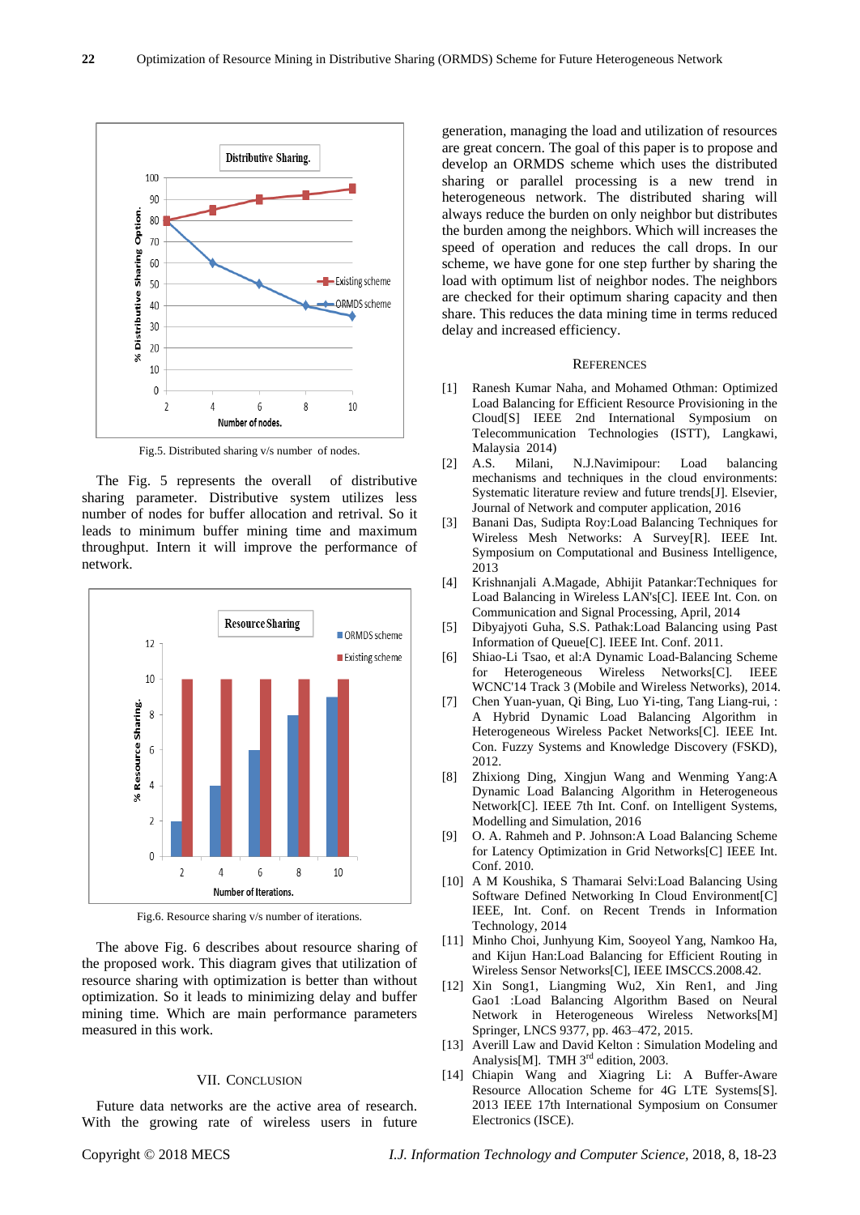Fig.5. Distributed sharing v/s number of nodes.

The Fig. 5 represents the overall of distributive sharing parameter. Distributive system utilizes less number of nodes for buffer allocation and retrieval. So it leads to minimum buffer mining time and maximum throughput. Intern it will improve the performance of network.

Fig.6. Resource sharing v/s number of iterations.

The above Fig. 6 describes about resource sharing of the proposed work. This diagram gives that utilization of resource sharing with optimization is better than without optimization. So it leads to minimizing delay and buffer mining time. Which are main performance parameters measured in this work.

## VII. Conclusion

Future data networks are the active area of research. With the growing rate of wireless users in future generation, managing the load and utilization of resources are great concern. The goal of this paper is to propose and develop an ORMDS scheme which uses the distributed sharing or parallel processing is a new trend in heterogeneous network. The distributed sharing will always reduce the burden on only neighbor but distributes the burden among the neighbors. Which will increases the speed of operation and reduces the call drops. In our scheme, we have gone for one step further by sharing the load with optimum list of neighbor nodes. The neighbors are checked for their optimum sharing capacity and then share. This reduces the data mining time in terms reduced delay and increased efficiency.

## References

[1] Ranesh Kumar Naha, and Mohamed Othman: Optimized Load Balancing for Efficient Resource Provisioning in the Cloud[S] IEEE 2nd International Symposium on Telecommunication Technologies (ISTT), Langkawi, Malaysia 2014)

[2] A.S. Milani, N.J.Navimipour: Load balancing mechanisms and techniques in the cloud environments: Systematic literature review and future trends[J]. Elsevier, Journal of Network and computer application, 2016

[3] Banani Das, Sudipta Roy:Load Balancing Techniques for Wireless Mesh Networks: A Survey[R]. IEEE Int. Symposium on Computational and Business Intelligence, 2013

[4] Krishnanjali A.Magade, Abhijit Patankar:Techniques for Load Balancing in Wireless LAN's[C]. IEEE Int. Con. on Communication and Signal Processing, April, 2014

[5] Dibyajyoti Guha, S.S. Pathak:Load Balancing using Past Information of Queue[C]. IEEE Int. Conf. 2011.

[6] Shiao-Li Tsao, et al:A Dynamic Load-Balancing Scheme for Heterogeneous Wireless Networks[C]. IEEE WCNC'14 Track 3 (Mobile and Wireless Networks), 2014.

[7] Chen Yuan-yuan, Qi Bing, Luo Yi-ting, Tang Liang-rui, : A Hybrid Dynamic Load Balancing Algorithm in Heterogeneous Wireless Packet Networks[C]. IEEE Int. Con. Fuzzy Systems and Knowledge Discovery (FSKD), 2012.

[8] Zhixiong Ding, Xingjun Wang and Wenming Yang:A Dynamic Load Balancing Algorithm in Heterogeneous Network[C]. IEEE 7th Int. Conf. on Intelligent Systems, Modelling and Simulation, 2016

[9] O. A. Rahmeh and P. Johnson:A Load Balancing Scheme for Latency Optimization in Grid Networks[C] IEEE Int. Conf. 2010.

[10] A M Koushika, S Thamarai Selvi:Load Balancing Using Software Defined Networking In Cloud Environment[C] IEEE, Int. Conf. on Recent Trends in Information Technology, 2014

[11] Minho Choi, Junhyung Kim, Sooyeol Yang, Namkoo Ha, and Kijun Han:Load Balancing for Efficient Routing in Wireless Sensor Networks[C], IEEE IMSCCS.2008.42.

[12] Xin Song1, Liangming Wu2, Xin Ren1, and Jing Gao1 :Load Balancing Algorithm Based on Neural Network in Heterogeneous Wireless Networks[M] Springer, LNCS 9377, pp. 463–472, 2015.

[13] Averill Law and David Kelton : Simulation Modeling and Analysis[M]. TMH 3rd edition, 2003.

[14] Chiapin Wang and Xiagring Li: A Buffer-Aware Resource Allocation Scheme for 4G LTE Systems[S]. 2013 IEEE 17th International Symposium on Consumer Electronics (ISCE).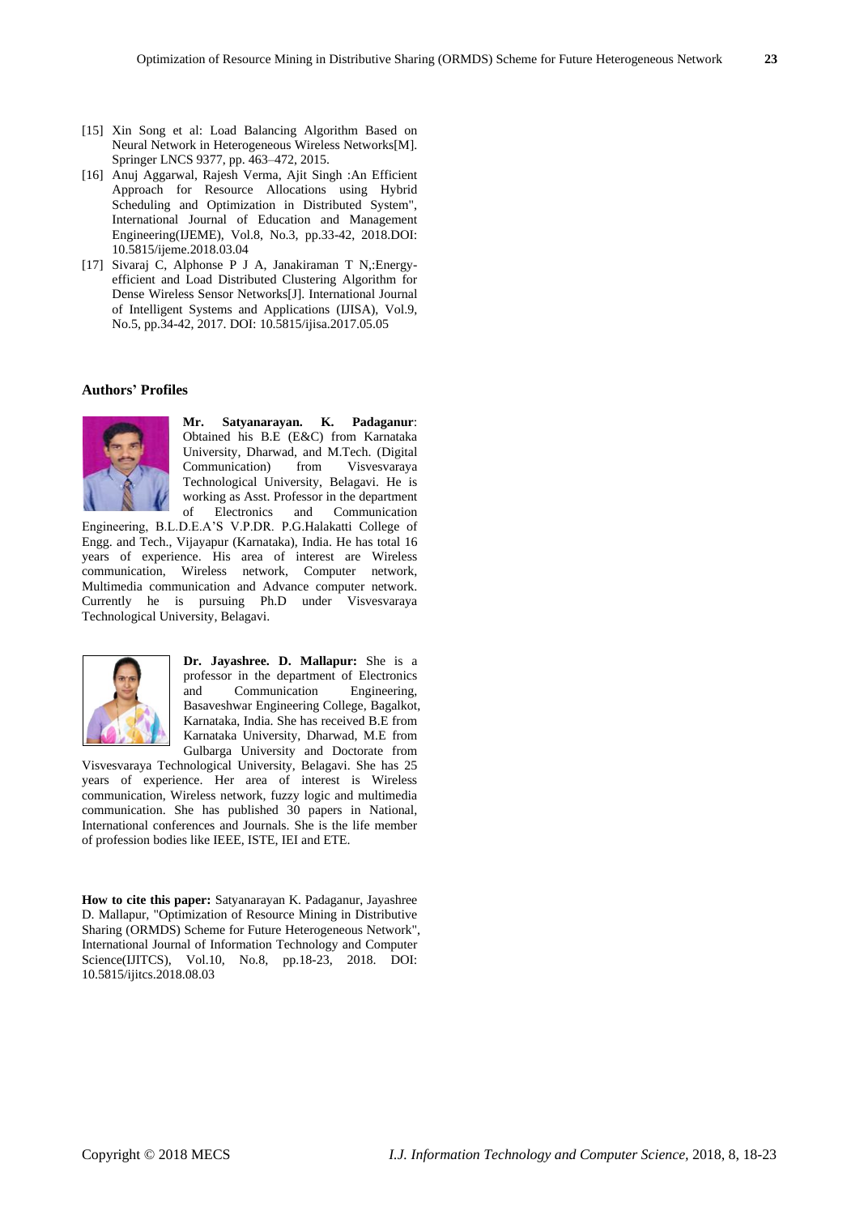[15] Xin Song et al: Load Balancing Algorithm Based on Neural Network in Heterogeneous Wireless Networks[M]. Springer LNCS 9377, pp. 463–472, 2015.

[16] Anuj Aggarwal, Rajesh Verma, Ajit Singh :An Efficient Approach for Resource Allocations using Hybrid Scheduling and Optimization in Distributed System", International Journal of Education and Management Engineering(IJEME), Vol.8, No.3, pp.33-42, 2018.DOI: 10.5815/ijeme.2018.03.04

[17] Sivaraj C, Alphonse P J A, Janakiraman T N,:Energy-efficient and Load Distributed Clustering Algorithm for Dense Wireless Sensor Networks[J]. International Journal of Intelligent Systems and Applications (IJISA), Vol.9, No.5, pp.34-42, 2017. DOI: 10.5815/ijisa.2017.05.05

### Authors' Profiles

**Mr. Satyanarayan. K. Padaganur**: Obtained his B.E (E&C) from Karnataka University, Dharwad, and M.Tech. (Digital Communication) from Visvesvaraya Technological University, Belagavi. He is working as Asst. Professor in the department of Electronics and Communication Engineering, B.L.D.E.A'S V.P.DR. P.G.Halakatti College of Engg. and Tech., Vijayapur (Karnataka), India. He has total 16 years of experience. His area of interest are Wireless communication, Wireless network, Computer network, Multimedia communication and Advance computer network. Currently he is pursuing Ph.D under Visvesvaraya Technological University, Belagavi.

**Dr. Jayashree. D. Mallapur:** She is a professor in the department of Electronics and Communication Engineering, Basaveshwar Engineering College, Bagalkot, Karnataka, India. She has received B.E from Karnataka University, Dharwad, M.E from Gulbarga University and Doctorate from Visvesvaraya Technological University, Belagavi. She has 25 years of experience. Her area of interest is Wireless communication, Wireless network, fuzzy logic and multimedia communication. She has published 30 papers in National, International conferences and Journals. She is the life member of profession bodies like IEEE, ISTE, IEI and ETE.

**How to cite this paper:** Satyanarayan K. Padaganur, Jayashree D. Mallapur, "Optimization of Resource Mining in Distributive Sharing (ORMDS) Scheme for Future Heterogeneous Network", International Journal of Information Technology and Computer Science(IJITCS), Vol.10, No.8, pp.18-23, 2018. DOI: 10.5815/ijitcs.2018.08.03